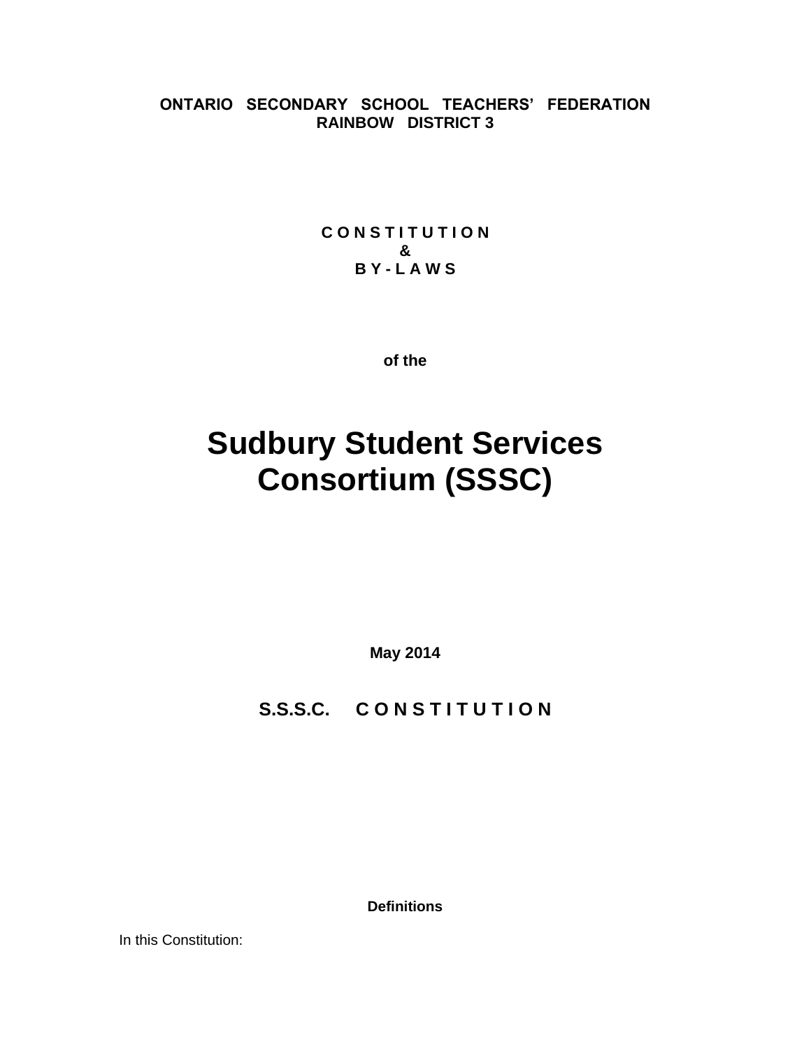**ONTARIO SECONDARY SCHOOL TEACHERS' FEDERATION**
**RAINBOW DISTRICT 3**

**C O N S T I T U T I O N**
**&**
**B Y - L A W S**

**of the**

# Sudbury Student Services Consortium (SSSC)

**May 2014**

## S.S.S.C. C O N S T I T U T I O N

### Definitions

In this Constitution: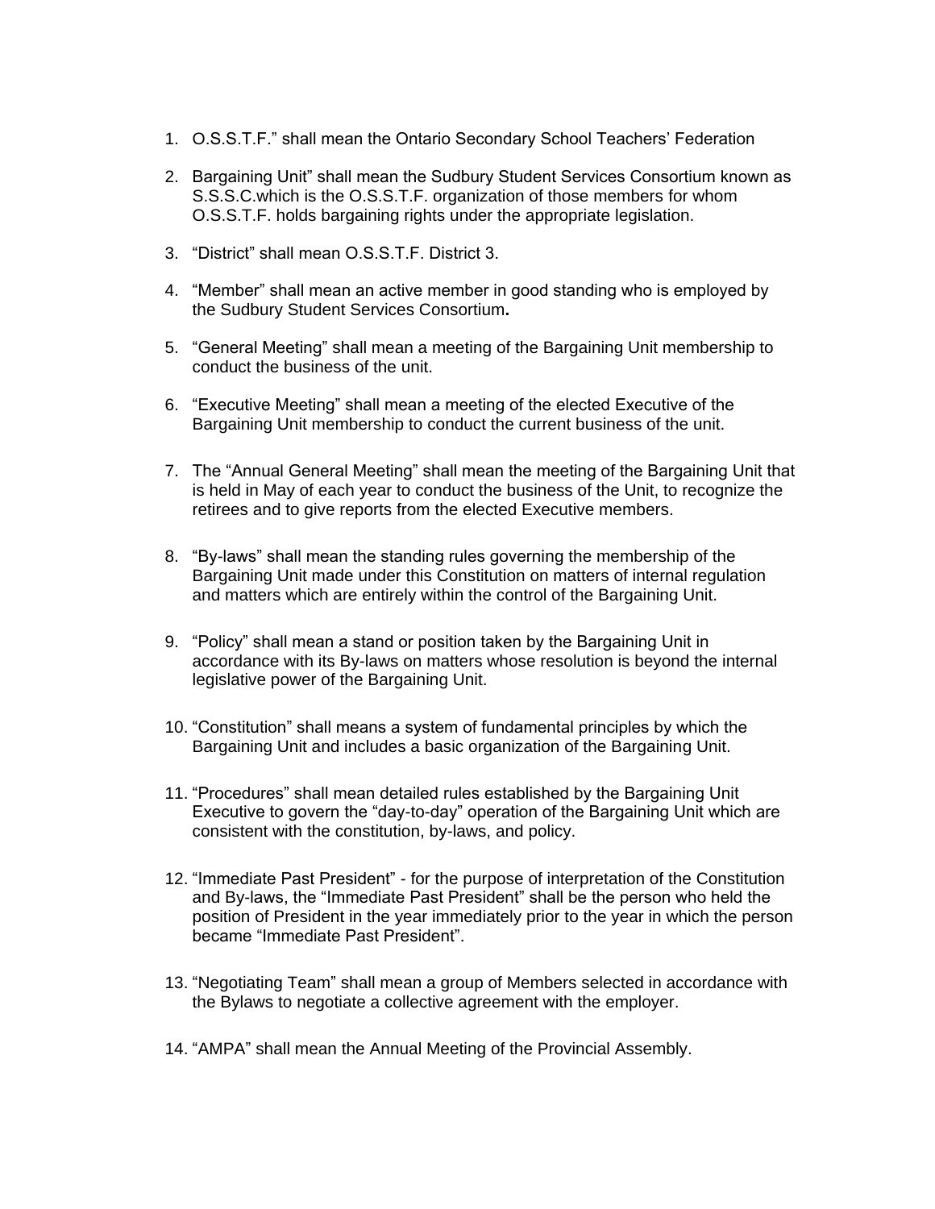1. O.S.S.T.F." shall mean the Ontario Secondary School Teachers' Federation

2. Bargaining Unit" shall mean the Sudbury Student Services Consortium known as S.S.S.C.which is the O.S.S.T.F. organization of those members for whom O.S.S.T.F. holds bargaining rights under the appropriate legislation.

3. "District" shall mean O.S.S.T.F. District 3.

4. "Member" shall mean an active member in good standing who is employed by the Sudbury Student Services Consortium**.**

5. "General Meeting" shall mean a meeting of the Bargaining Unit membership to conduct the business of the unit.

6. "Executive Meeting" shall mean a meeting of the elected Executive of the Bargaining Unit membership to conduct the current business of the unit.

7. The "Annual General Meeting" shall mean the meeting of the Bargaining Unit that is held in May of each year to conduct the business of the Unit, to recognize the retirees and to give reports from the elected Executive members.

8. "By-laws" shall mean the standing rules governing the membership of the Bargaining Unit made under this Constitution on matters of internal regulation and matters which are entirely within the control of the Bargaining Unit.

9. "Policy" shall mean a stand or position taken by the Bargaining Unit in accordance with its By-laws on matters whose resolution is beyond the internal legislative power of the Bargaining Unit.

10. "Constitution" shall means a system of fundamental principles by which the Bargaining Unit and includes a basic organization of the Bargaining Unit.

11. "Procedures" shall mean detailed rules established by the Bargaining Unit Executive to govern the "day-to-day" operation of the Bargaining Unit which are consistent with the constitution, by-laws, and policy.

12. "Immediate Past President" - for the purpose of interpretation of the Constitution and By-laws, the "Immediate Past President" shall be the person who held the position of President in the year immediately prior to the year in which the person became "Immediate Past President".

13. "Negotiating Team" shall mean a group of Members selected in accordance with the Bylaws to negotiate a collective agreement with the employer.

14. "AMPA" shall mean the Annual Meeting of the Provincial Assembly.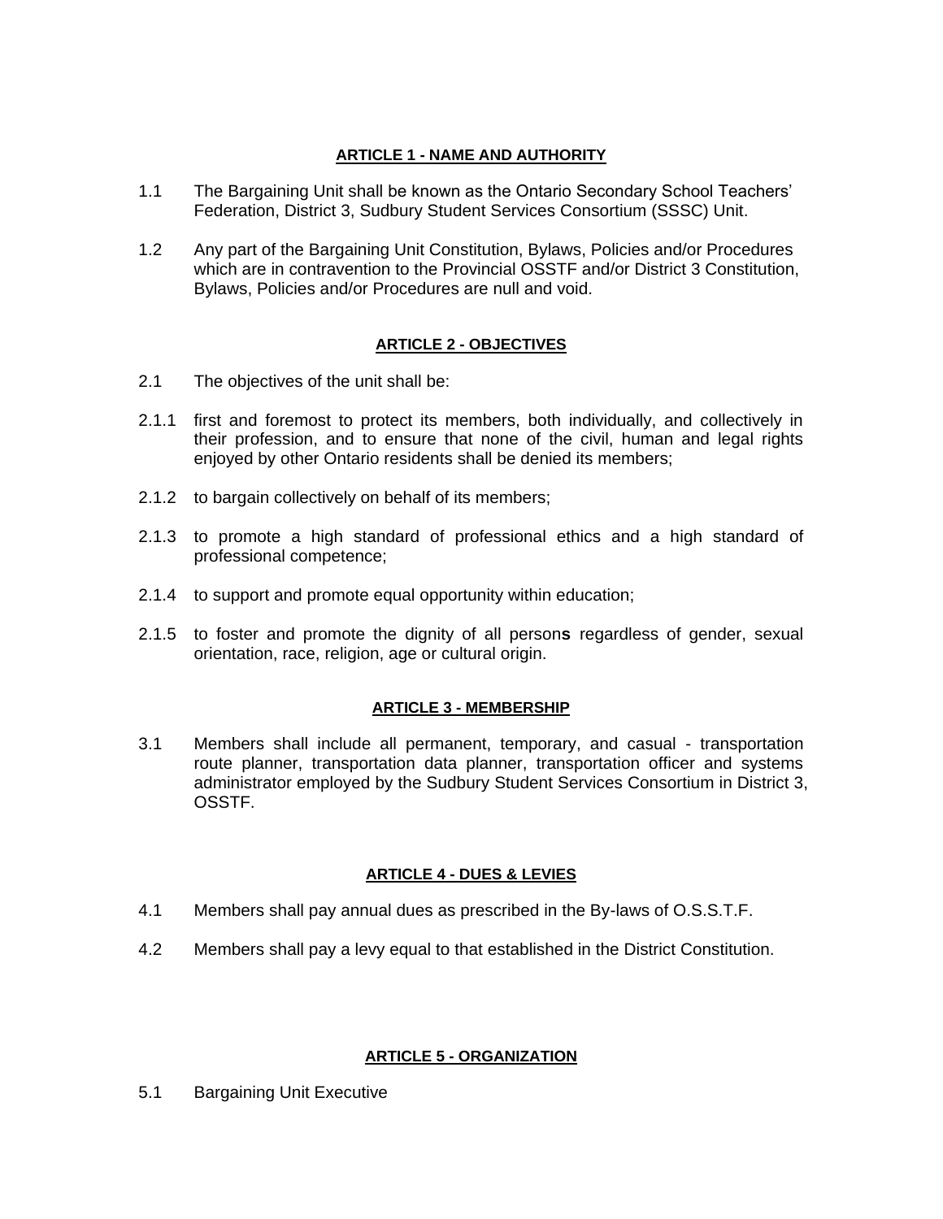## ARTICLE 1 - NAME AND AUTHORITY

1.1 The Bargaining Unit shall be known as the Ontario Secondary School Teachers' Federation, District 3, Sudbury Student Services Consortium (SSSC) Unit.

1.2 Any part of the Bargaining Unit Constitution, Bylaws, Policies and/or Procedures which are in contravention to the Provincial OSSTF and/or District 3 Constitution, Bylaws, Policies and/or Procedures are null and void.

## ARTICLE 2 - OBJECTIVES

2.1 The objectives of the unit shall be:

2.1.1 first and foremost to protect its members, both individually, and collectively in their profession, and to ensure that none of the civil, human and legal rights enjoyed by other Ontario residents shall be denied its members;

2.1.2 to bargain collectively on behalf of its members;

2.1.3 to promote a high standard of professional ethics and a high standard of professional competence;

2.1.4 to support and promote equal opportunity within education;

2.1.5 to foster and promote the dignity of all person**s** regardless of gender, sexual orientation, race, religion, age or cultural origin.

## ARTICLE 3 - MEMBERSHIP

3.1 Members shall include all permanent, temporary, and casual - transportation route planner, transportation data planner, transportation officer and systems administrator employed by the Sudbury Student Services Consortium in District 3, OSSTF.

## ARTICLE 4 - DUES & LEVIES

4.1 Members shall pay annual dues as prescribed in the By-laws of O.S.S.T.F.

4.2 Members shall pay a levy equal to that established in the District Constitution.

## ARTICLE 5 - ORGANIZATION

5.1 Bargaining Unit Executive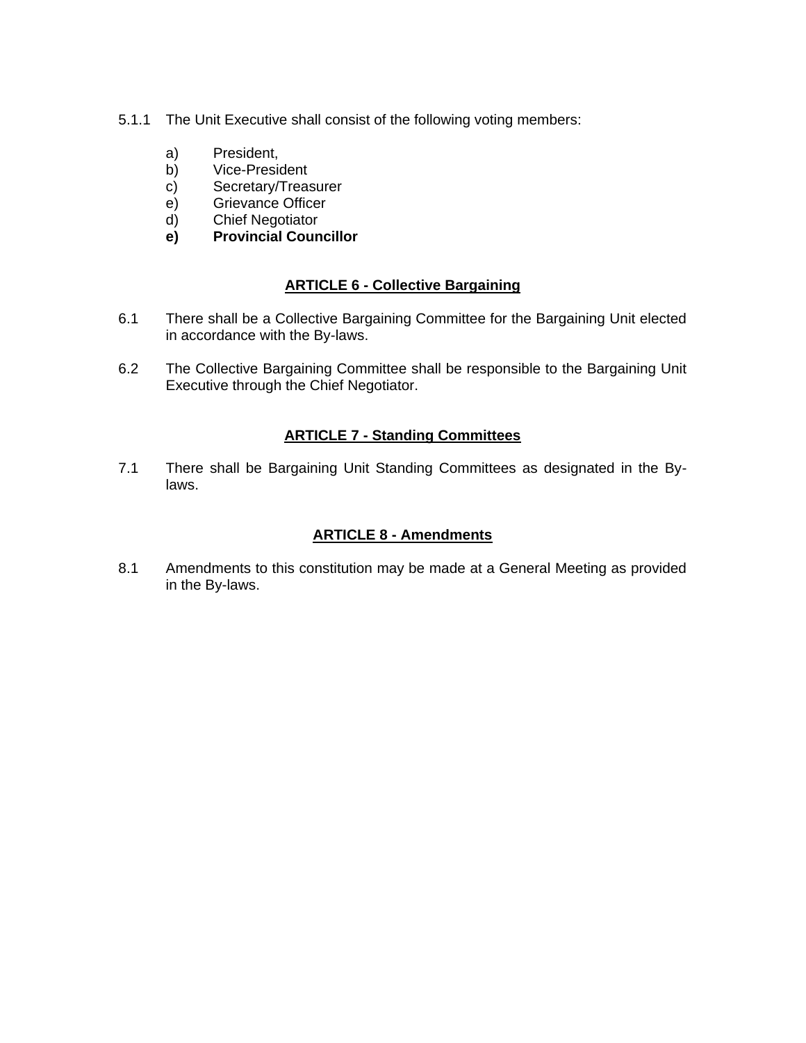5.1.1 The Unit Executive shall consist of the following voting members:

a) President,
b) Vice-President
c) Secretary/Treasurer
e) Grievance Officer
d) Chief Negotiator
**e) Provincial Councillor**

## ARTICLE 6 - Collective Bargaining

6.1 There shall be a Collective Bargaining Committee for the Bargaining Unit elected in accordance with the By-laws.

6.2 The Collective Bargaining Committee shall be responsible to the Bargaining Unit Executive through the Chief Negotiator.

## ARTICLE 7 - Standing Committees

7.1 There shall be Bargaining Unit Standing Committees as designated in the By-laws.

## ARTICLE 8 - Amendments

8.1 Amendments to this constitution may be made at a General Meeting as provided in the By-laws.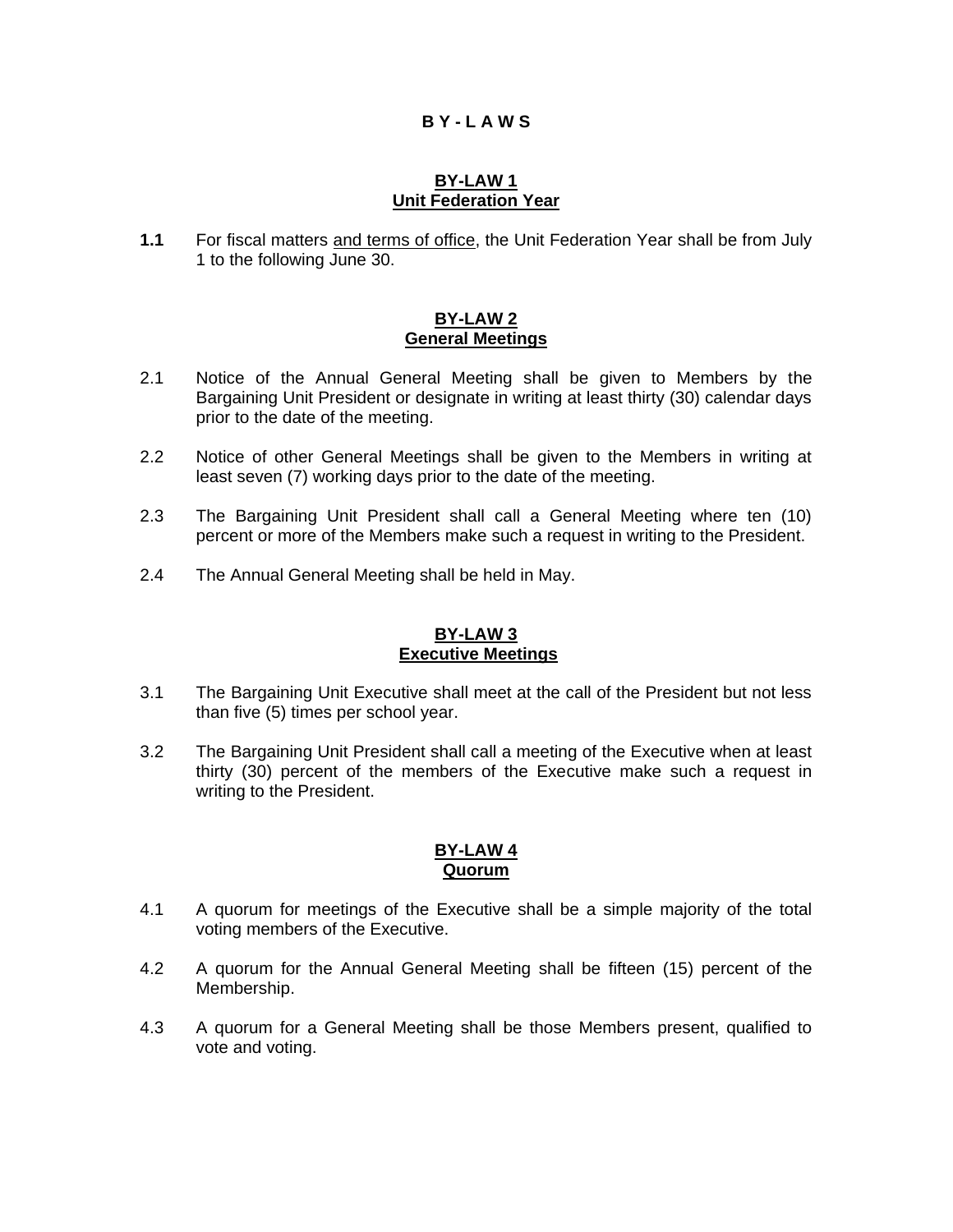# B Y - L A W S

## BY-LAW 1
## Unit Federation Year

**1.1** For fiscal matters <u>and terms of office</u>, the Unit Federation Year shall be from July 1 to the following June 30.

## BY-LAW 2
## General Meetings

2.1 Notice of the Annual General Meeting shall be given to Members by the Bargaining Unit President or designate in writing at least thirty (30) calendar days prior to the date of the meeting.

2.2 Notice of other General Meetings shall be given to the Members in writing at least seven (7) working days prior to the date of the meeting.

2.3 The Bargaining Unit President shall call a General Meeting where ten (10) percent or more of the Members make such a request in writing to the President.

2.4 The Annual General Meeting shall be held in May.

## BY-LAW 3
## Executive Meetings

3.1 The Bargaining Unit Executive shall meet at the call of the President but not less than five (5) times per school year.

3.2 The Bargaining Unit President shall call a meeting of the Executive when at least thirty (30) percent of the members of the Executive make such a request in writing to the President.

## BY-LAW 4
## Quorum

4.1 A quorum for meetings of the Executive shall be a simple majority of the total voting members of the Executive.

4.2 A quorum for the Annual General Meeting shall be fifteen (15) percent of the Membership.

4.3 A quorum for a General Meeting shall be those Members present, qualified to vote and voting.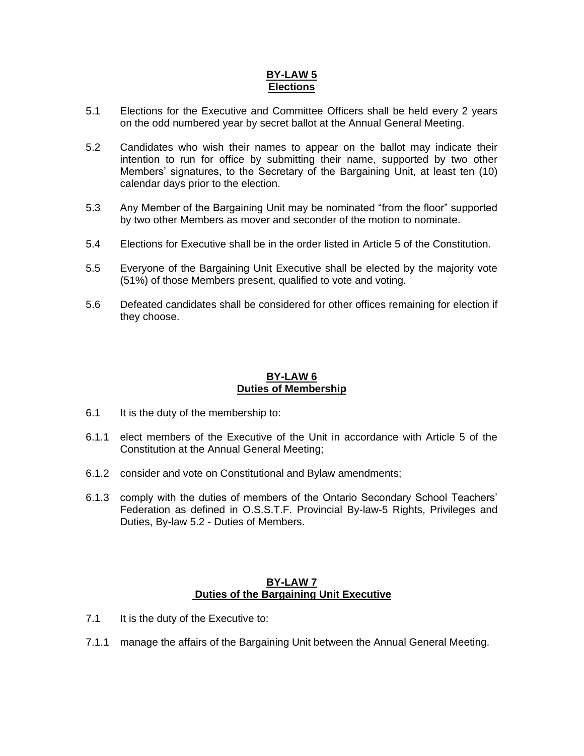## **BY-LAW 5**
## **Elections**

5.1 Elections for the Executive and Committee Officers shall be held every 2 years on the odd numbered year by secret ballot at the Annual General Meeting.

5.2 Candidates who wish their names to appear on the ballot may indicate their intention to run for office by submitting their name, supported by two other Members' signatures, to the Secretary of the Bargaining Unit, at least ten (10) calendar days prior to the election.

5.3 Any Member of the Bargaining Unit may be nominated "from the floor" supported by two other Members as mover and seconder of the motion to nominate.

5.4 Elections for Executive shall be in the order listed in Article 5 of the Constitution.

5.5 Everyone of the Bargaining Unit Executive shall be elected by the majority vote (51%) of those Members present, qualified to vote and voting.

5.6 Defeated candidates shall be considered for other offices remaining for election if they choose.

## **BY-LAW 6**
## **Duties of Membership**

6.1 It is the duty of the membership to:

6.1.1 elect members of the Executive of the Unit in accordance with Article 5 of the Constitution at the Annual General Meeting;

6.1.2 consider and vote on Constitutional and Bylaw amendments;

6.1.3 comply with the duties of members of the Ontario Secondary School Teachers' Federation as defined in O.S.S.T.F. Provincial By-law-5 Rights, Privileges and Duties, By-law 5.2 - Duties of Members.

## **BY-LAW 7**
## **Duties of the Bargaining Unit Executive**

7.1 It is the duty of the Executive to:

7.1.1 manage the affairs of the Bargaining Unit between the Annual General Meeting.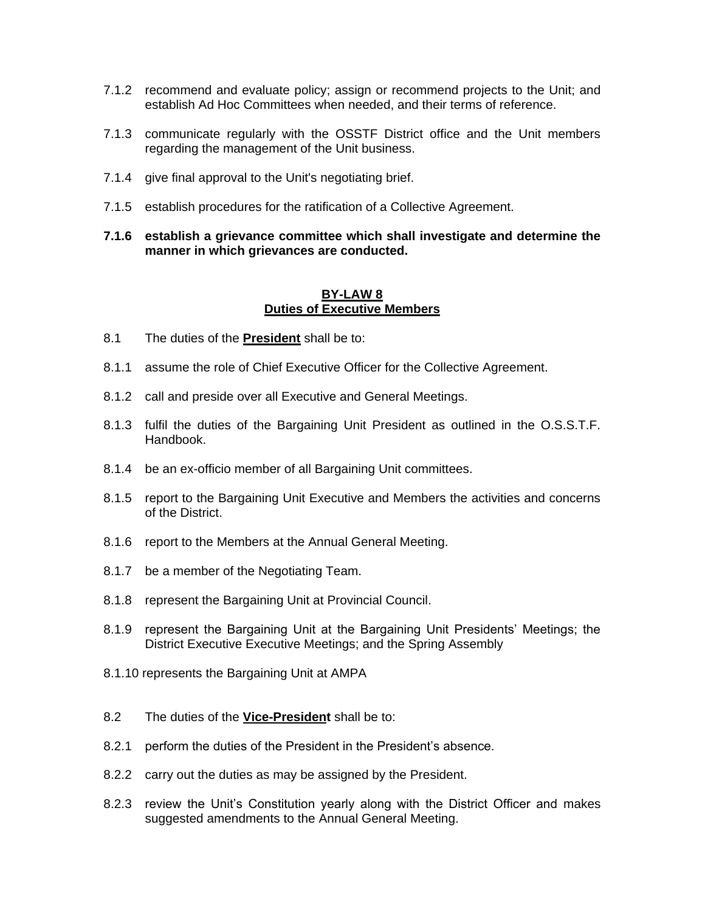7.1.2 recommend and evaluate policy; assign or recommend projects to the Unit; and establish Ad Hoc Committees when needed, and their terms of reference.

7.1.3 communicate regularly with the OSSTF District office and the Unit members regarding the management of the Unit business.

7.1.4 give final approval to the Unit's negotiating brief.

7.1.5 establish procedures for the ratification of a Collective Agreement.

**7.1.6 establish a grievance committee which shall investigate and determine the manner in which grievances are conducted.**

## BY-LAW 8
## Duties of Executive Members

8.1 The duties of the **President** shall be to:

8.1.1 assume the role of Chief Executive Officer for the Collective Agreement.

8.1.2 call and preside over all Executive and General Meetings.

8.1.3 fulfil the duties of the Bargaining Unit President as outlined in the O.S.S.T.F. Handbook.

8.1.4 be an ex-officio member of all Bargaining Unit committees.

8.1.5 report to the Bargaining Unit Executive and Members the activities and concerns of the District.

8.1.6 report to the Members at the Annual General Meeting.

8.1.7 be a member of the Negotiating Team.

8.1.8 represent the Bargaining Unit at Provincial Council.

8.1.9 represent the Bargaining Unit at the Bargaining Unit Presidents' Meetings; the District Executive Executive Meetings; and the Spring Assembly

8.1.10 represents the Bargaining Unit at AMPA

8.2 The duties of the **Vice-President** shall be to:

8.2.1 perform the duties of the President in the President's absence.

8.2.2 carry out the duties as may be assigned by the President.

8.2.3 review the Unit's Constitution yearly along with the District Officer and makes suggested amendments to the Annual General Meeting.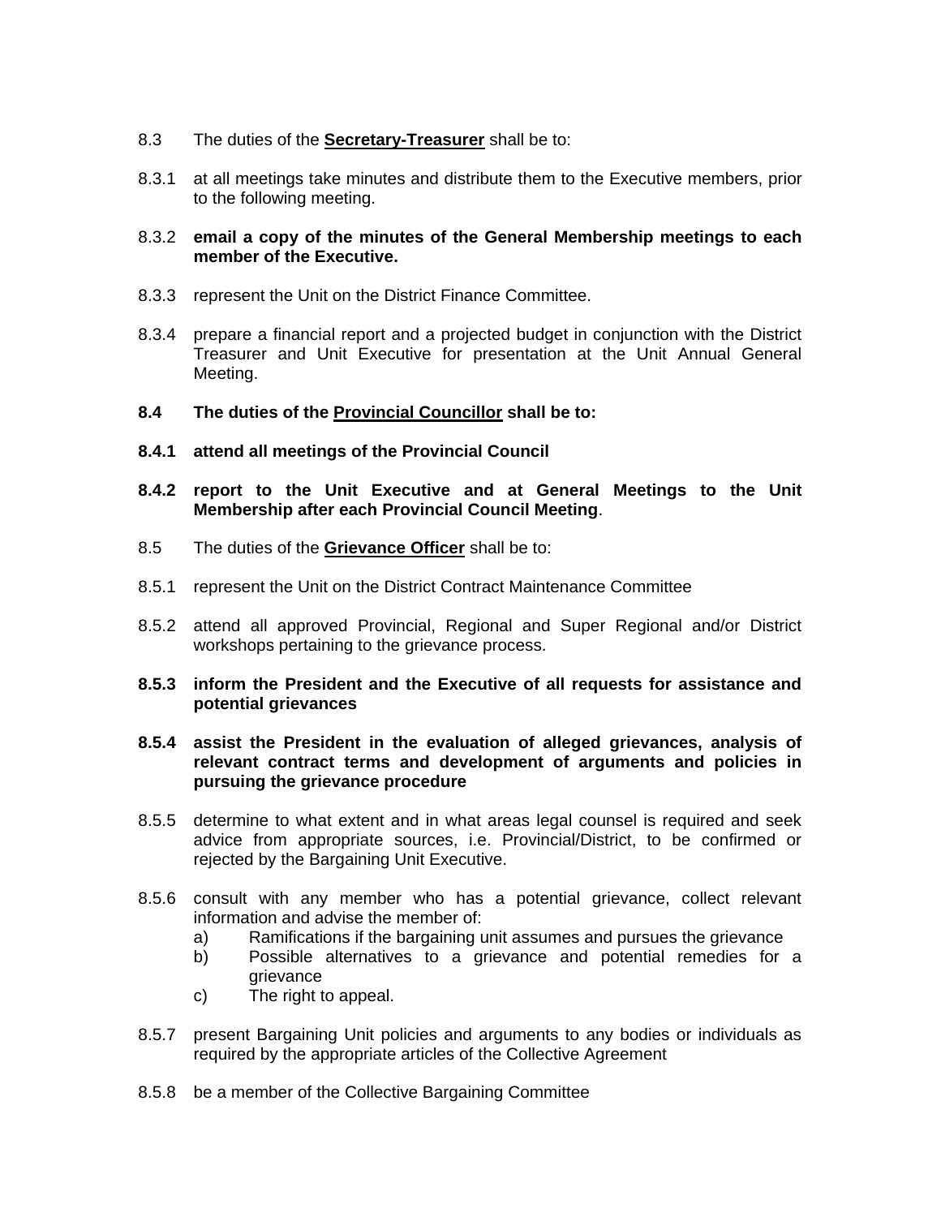8.3 The duties of the **Secretary-Treasurer** shall be to:

8.3.1 at all meetings take minutes and distribute them to the Executive members, prior to the following meeting.

8.3.2 **email a copy of the minutes of the General Membership meetings to each member of the Executive.**

8.3.3 represent the Unit on the District Finance Committee.

8.3.4 prepare a financial report and a projected budget in conjunction with the District Treasurer and Unit Executive for presentation at the Unit Annual General Meeting.

**8.4 The duties of the Provincial Councillor shall be to:**

**8.4.1 attend all meetings of the Provincial Council**

**8.4.2 report to the Unit Executive and at General Meetings to the Unit Membership after each Provincial Council Meeting**.

8.5 The duties of the **Grievance Officer** shall be to:

8.5.1 represent the Unit on the District Contract Maintenance Committee

8.5.2 attend all approved Provincial, Regional and Super Regional and/or District workshops pertaining to the grievance process.

**8.5.3 inform the President and the Executive of all requests for assistance and potential grievances**

**8.5.4 assist the President in the evaluation of alleged grievances, analysis of relevant contract terms and development of arguments and policies in pursuing the grievance procedure**

8.5.5 determine to what extent and in what areas legal counsel is required and seek advice from appropriate sources, i.e. Provincial/District, to be confirmed or rejected by the Bargaining Unit Executive.

8.5.6 consult with any member who has a potential grievance, collect relevant information and advise the member of:

- a) Ramifications if the bargaining unit assumes and pursues the grievance
- b) Possible alternatives to a grievance and potential remedies for a grievance
- c) The right to appeal.

8.5.7 present Bargaining Unit policies and arguments to any bodies or individuals as required by the appropriate articles of the Collective Agreement

8.5.8 be a member of the Collective Bargaining Committee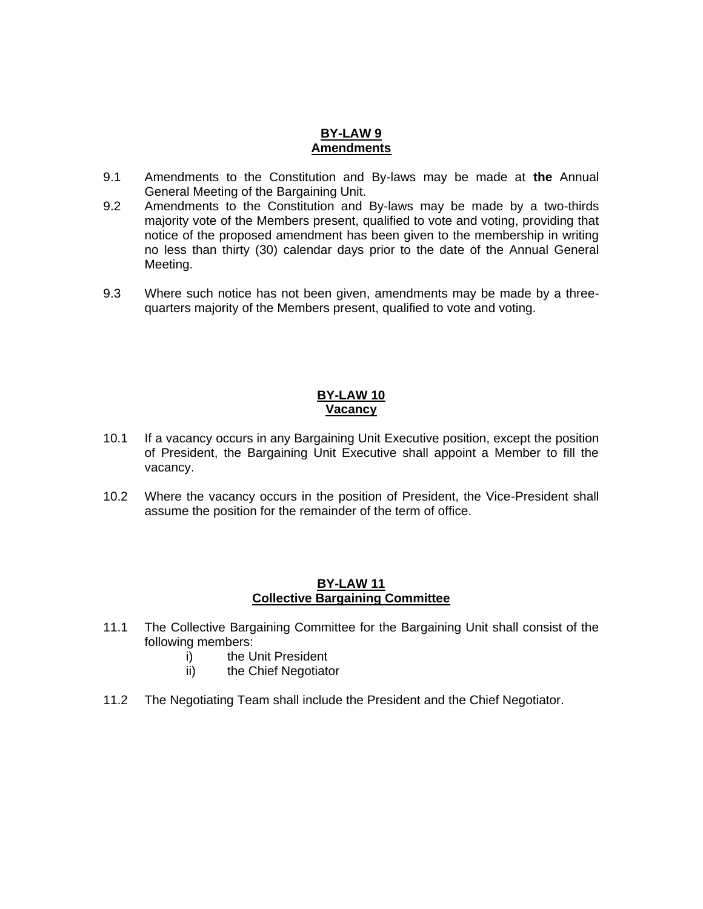## BY-LAW 9
## Amendments

9.1 Amendments to the Constitution and By-laws may be made at **the** Annual General Meeting of the Bargaining Unit.

9.2 Amendments to the Constitution and By-laws may be made by a two-thirds majority vote of the Members present, qualified to vote and voting, providing that notice of the proposed amendment has been given to the membership in writing no less than thirty (30) calendar days prior to the date of the Annual General Meeting.

9.3 Where such notice has not been given, amendments may be made by a three-quarters majority of the Members present, qualified to vote and voting.

## BY-LAW 10
## Vacancy

10.1 If a vacancy occurs in any Bargaining Unit Executive position, except the position of President, the Bargaining Unit Executive shall appoint a Member to fill the vacancy.

10.2 Where the vacancy occurs in the position of President, the Vice-President shall assume the position for the remainder of the term of office.

## BY-LAW 11
## Collective Bargaining Committee

11.1 The Collective Bargaining Committee for the Bargaining Unit shall consist of the following members:

- i) the Unit President
- ii) the Chief Negotiator

11.2 The Negotiating Team shall include the President and the Chief Negotiator.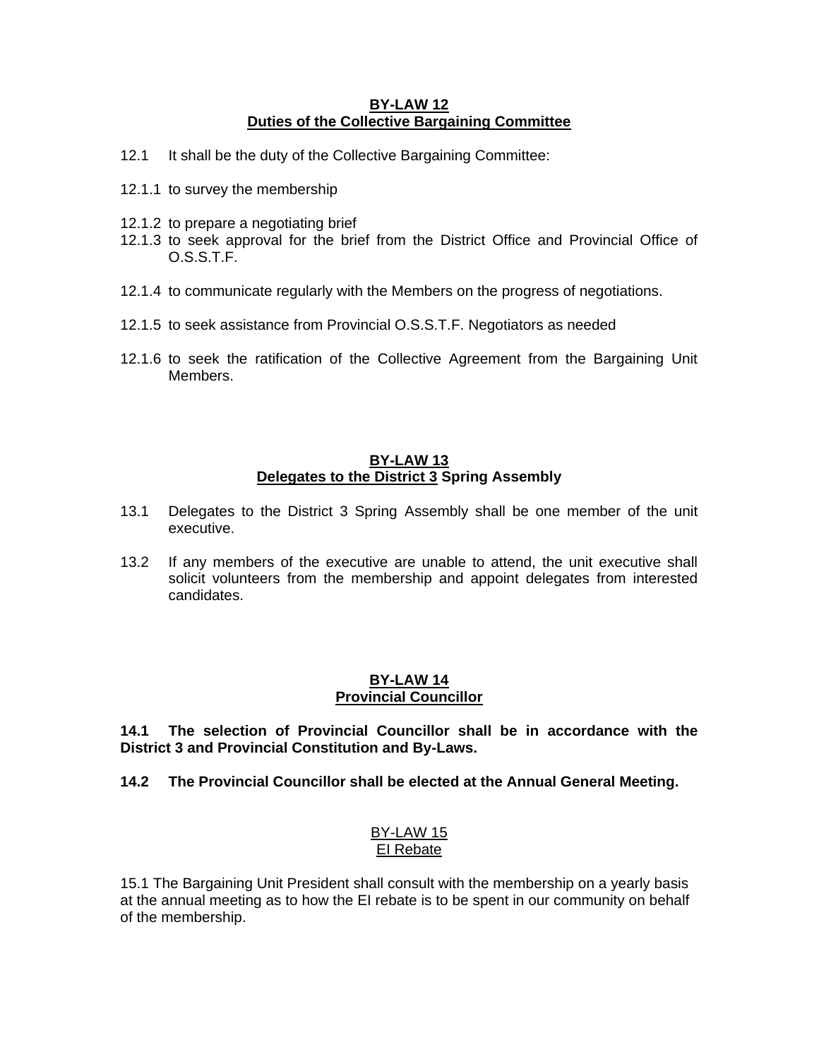## BY-LAW 12
## Duties of the Collective Bargaining Committee

12.1 It shall be the duty of the Collective Bargaining Committee:

12.1.1 to survey the membership

12.1.2 to prepare a negotiating brief

12.1.3 to seek approval for the brief from the District Office and Provincial Office of O.S.S.T.F.

12.1.4 to communicate regularly with the Members on the progress of negotiations.

12.1.5 to seek assistance from Provincial O.S.S.T.F. Negotiators as needed

12.1.6 to seek the ratification of the Collective Agreement from the Bargaining Unit Members.

## BY-LAW 13
## Delegates to the District 3 Spring Assembly

13.1 Delegates to the District 3 Spring Assembly shall be one member of the unit executive.

13.2 If any members of the executive are unable to attend, the unit executive shall solicit volunteers from the membership and appoint delegates from interested candidates.

## BY-LAW 14
## Provincial Councillor

**14.1 The selection of Provincial Councillor shall be in accordance with the District 3 and Provincial Constitution and By-Laws.**

**14.2 The Provincial Councillor shall be elected at the Annual General Meeting.**

## BY-LAW 15
## EI Rebate

15.1 The Bargaining Unit President shall consult with the membership on a yearly basis at the annual meeting as to how the EI rebate is to be spent in our community on behalf of the membership.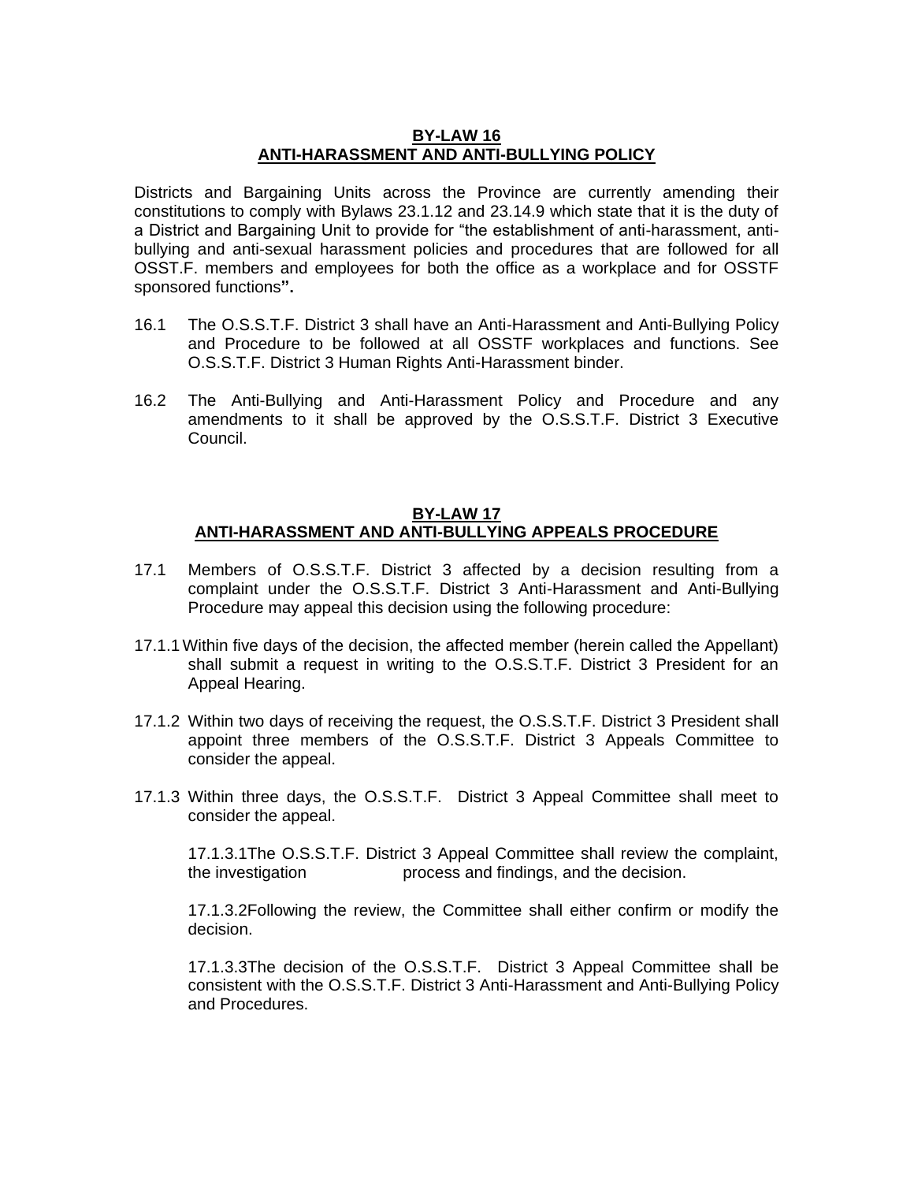## **BY-LAW 16**
## **ANTI-HARASSMENT AND ANTI-BULLYING POLICY**

Districts and Bargaining Units across the Province are currently amending their constitutions to comply with Bylaws 23.1.12 and 23.14.9 which state that it is the duty of a District and Bargaining Unit to provide for "the establishment of anti-harassment, anti-bullying and anti-sexual harassment policies and procedures that are followed for all OSST.F. members and employees for both the office as a workplace and for OSSTF sponsored functions**".**

16.1 The O.S.S.T.F. District 3 shall have an Anti-Harassment and Anti-Bullying Policy and Procedure to be followed at all OSSTF workplaces and functions. See O.S.S.T.F. District 3 Human Rights Anti-Harassment binder.

16.2 The Anti-Bullying and Anti-Harassment Policy and Procedure and any amendments to it shall be approved by the O.S.S.T.F. District 3 Executive Council.

## **BY-LAW 17**
## **ANTI-HARASSMENT AND ANTI-BULLYING APPEALS PROCEDURE**

17.1 Members of O.S.S.T.F. District 3 affected by a decision resulting from a complaint under the O.S.S.T.F. District 3 Anti-Harassment and Anti-Bullying Procedure may appeal this decision using the following procedure:

17.1.1 Within five days of the decision, the affected member (herein called the Appellant) shall submit a request in writing to the O.S.S.T.F. District 3 President for an Appeal Hearing.

17.1.2 Within two days of receiving the request, the O.S.S.T.F. District 3 President shall appoint three members of the O.S.S.T.F. District 3 Appeals Committee to consider the appeal.

17.1.3 Within three days, the O.S.S.T.F. District 3 Appeal Committee shall meet to consider the appeal.

17.1.3.1 The O.S.S.T.F. District 3 Appeal Committee shall review the complaint, the investigation process and findings, and the decision.

17.1.3.2 Following the review, the Committee shall either confirm or modify the decision.

17.1.3.3 The decision of the O.S.S.T.F. District 3 Appeal Committee shall be consistent with the O.S.S.T.F. District 3 Anti-Harassment and Anti-Bullying Policy and Procedures.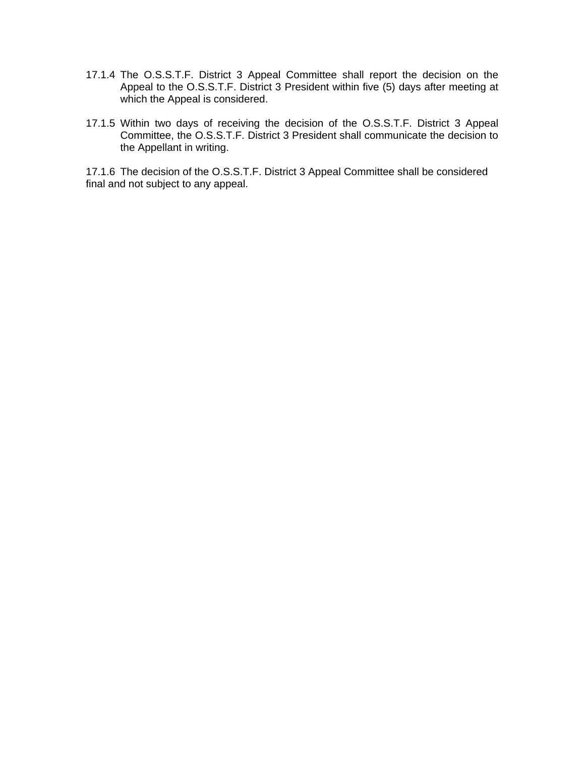17.1.4 The O.S.S.T.F. District 3 Appeal Committee shall report the decision on the Appeal to the O.S.S.T.F. District 3 President within five (5) days after meeting at which the Appeal is considered.

17.1.5 Within two days of receiving the decision of the O.S.S.T.F. District 3 Appeal Committee, the O.S.S.T.F. District 3 President shall communicate the decision to the Appellant in writing.

17.1.6 The decision of the O.S.S.T.F. District 3 Appeal Committee shall be considered final and not subject to any appeal.